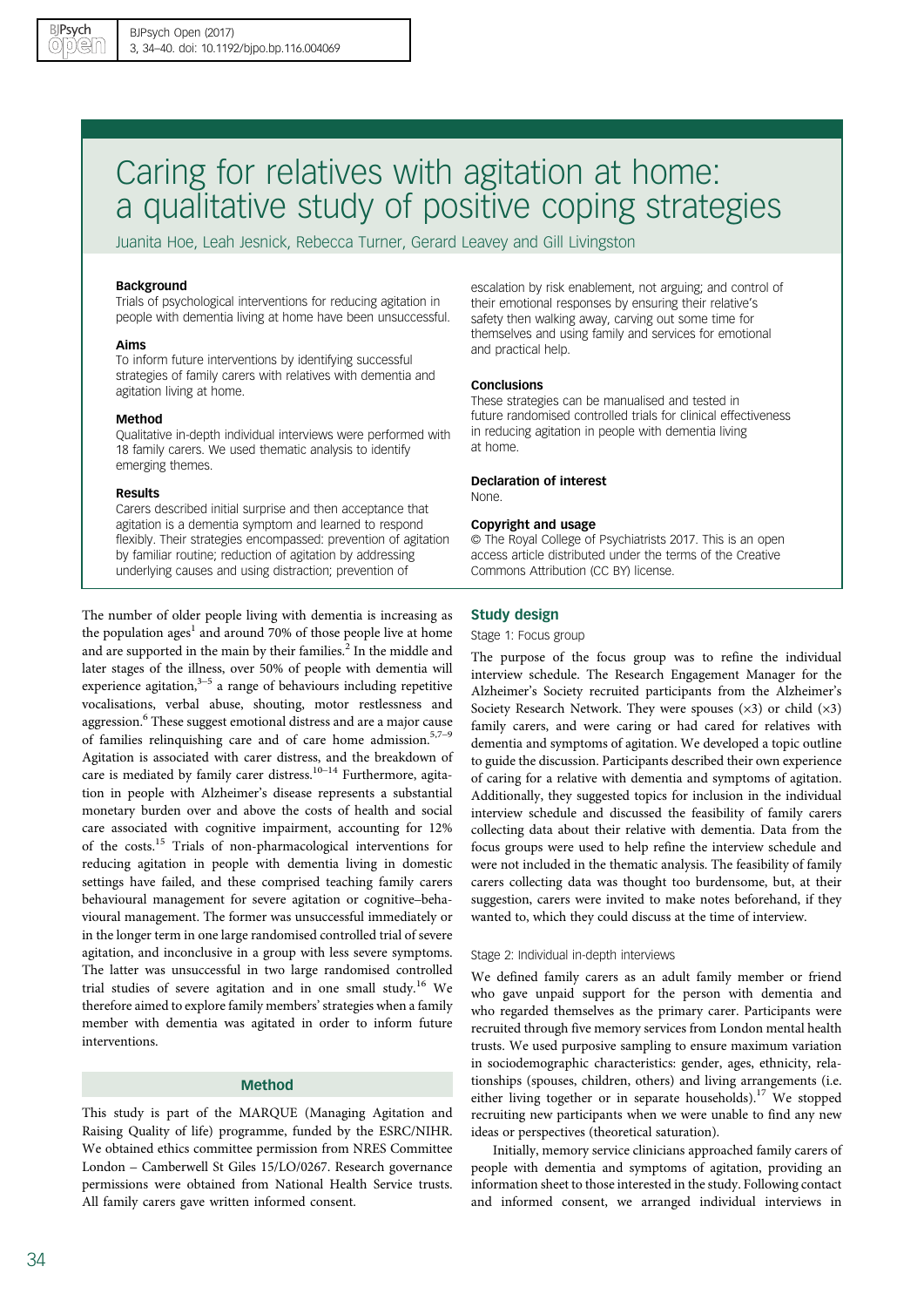# Caring for relatives with agitation at home: a qualitative study of positive coping strategies

Juanita Hoe, Leah Jesnick, Rebecca Turner, Gerard Leavey and Gill Livingston

### Background

Trials of psychological interventions for reducing agitation in people with dementia living at home have been unsuccessful.

### Aims

To inform future interventions by identifying successful strategies of family carers with relatives with dementia and agitation living at home.

### Method

Qualitative in-depth individual interviews were performed with 18 family carers. We used thematic analysis to identify emerging themes.

### Results

Carers described initial surprise and then acceptance that agitation is a dementia symptom and learned to respond flexibly. Their strategies encompassed: prevention of agitation by familiar routine; reduction of agitation by addressing underlying causes and using distraction; prevention of escalation by risk enablement, not arguing; and control of their emotional responses by ensuring their relative's safety then walking away, carving out some time for themselves and using family and services for emotional and practical help.

### Conclusions

These strategies can be manualised and tested in future randomised controlled trials for clinical effectiveness in reducing agitation in people with dementia living at home.

### Declaration of interest

None.

### Copyright and usage

© The Royal College of Psychiatrists 2017. This is an open access article distributed under the terms of the Creative Commons Attribution (CC BY) license.

The number of older people living with dementia is increasing as the population ages[1] and around 70% of those people live at home and are supported in the main by their families.[2] In the middle and later stages of the illness, over 50% of people with dementia will experience agitation,[3–5] a range of behaviours including repetitive vocalisations, verbal abuse, shouting, motor restlessness and aggression.[6] These suggest emotional distress and are a major cause of families relinquishing care and of care home admission.[5,7–9] Agitation is associated with carer distress, and the breakdown of care is mediated by family carer distress.[10–14] Furthermore, agitation in people with Alzheimer's disease represents a substantial monetary burden over and above the costs of health and social care associated with cognitive impairment, accounting for 12% of the costs.[15] Trials of non-pharmacological interventions for reducing agitation in people with dementia living in domestic settings have failed, and these comprised teaching family carers behavioural management for severe agitation or cognitive–behavioural management. The former was unsuccessful immediately or in the longer term in one large randomised controlled trial of severe agitation, and inconclusive in a group with less severe symptoms. The latter was unsuccessful in two large randomised controlled trial studies of severe agitation and in one small study.[16] We therefore aimed to explore family members' strategies when a family member with dementia was agitated in order to inform future interventions.

## Method

This study is part of the MARQUE (Managing Agitation and Raising Quality of life) programme, funded by the ESRC/NIHR. We obtained ethics committee permission from NRES Committee London – Camberwell St Giles 15/LO/0267. Research governance permissions were obtained from National Health Service trusts. All family carers gave written informed consent.

### Study design

#### Stage 1: Focus group

The purpose of the focus group was to refine the individual interview schedule. The Research Engagement Manager for the Alzheimer's Society recruited participants from the Alzheimer's Society Research Network. They were spouses (×3) or child (×3) family carers, and were caring or had cared for relatives with dementia and symptoms of agitation. We developed a topic outline to guide the discussion. Participants described their own experience of caring for a relative with dementia and symptoms of agitation. Additionally, they suggested topics for inclusion in the individual interview schedule and discussed the feasibility of family carers collecting data about their relative with dementia. Data from the focus groups were used to help refine the interview schedule and were not included in the thematic analysis. The feasibility of family carers collecting data was thought too burdensome, but, at their suggestion, carers were invited to make notes beforehand, if they wanted to, which they could discuss at the time of interview.

#### Stage 2: Individual in-depth interviews

We defined family carers as an adult family member or friend who gave unpaid support for the person with dementia and who regarded themselves as the primary carer. Participants were recruited through five memory services from London mental health trusts. We used purposive sampling to ensure maximum variation in sociodemographic characteristics: gender, ages, ethnicity, relationships (spouses, children, others) and living arrangements (i.e. either living together or in separate households).[17] We stopped recruiting new participants when we were unable to find any new ideas or perspectives (theoretical saturation).

Initially, memory service clinicians approached family carers of people with dementia and symptoms of agitation, providing an information sheet to those interested in the study. Following contact and informed consent, we arranged individual interviews in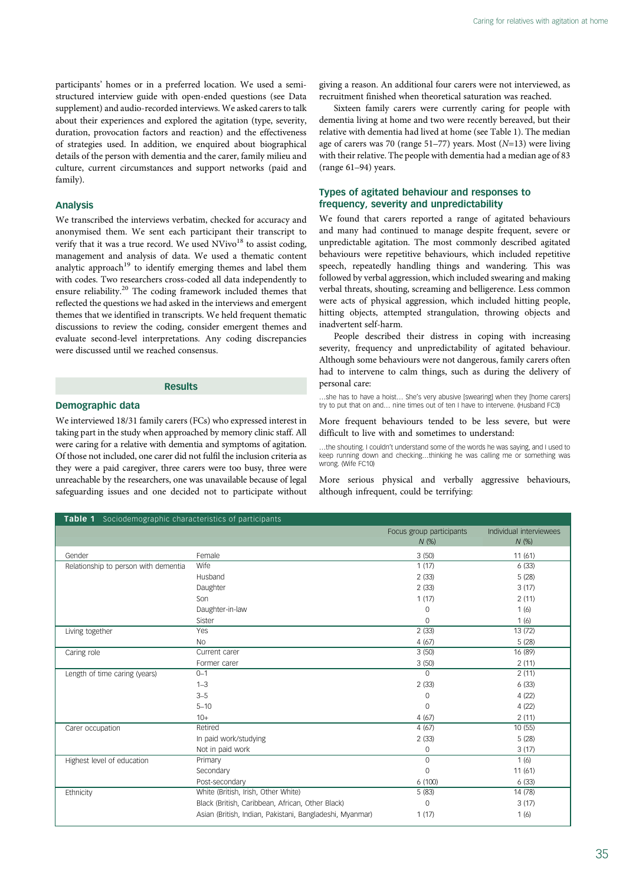participants' homes or in a preferred location. We used a semi-structured interview guide with open-ended questions (see Data supplement) and audio-recorded interviews. We asked carers to talk about their experiences and explored the agitation (type, severity, duration, provocation factors and reaction) and the effectiveness of strategies used. In addition, we enquired about biographical details of the person with dementia and the carer, family milieu and culture, current circumstances and support networks (paid and family).

### Analysis

We transcribed the interviews verbatim, checked for accuracy and anonymised them. We sent each participant their transcript to verify that it was a true record. We used NVivo[18] to assist coding, management and analysis of data. We used a thematic content analytic approach[19] to identify emerging themes and label them with codes. Two researchers cross-coded all data independently to ensure reliability.[20] The coding framework included themes that reflected the questions we had asked in the interviews and emergent themes that we identified in transcripts. We held frequent thematic discussions to review the coding, consider emergent themes and evaluate second-level interpretations. Any coding discrepancies were discussed until we reached consensus.

## Results

### Demographic data

We interviewed 18/31 family carers (FCs) who expressed interest in taking part in the study when approached by memory clinic staff. All were caring for a relative with dementia and symptoms of agitation. Of those not included, one carer did not fulfil the inclusion criteria as they were a paid caregiver, three carers were too busy, three were unreachable by the researchers, one was unavailable because of legal safeguarding issues and one decided not to participate without giving a reason. An additional four carers were not interviewed, as recruitment finished when theoretical saturation was reached.

Sixteen family carers were currently caring for people with dementia living at home and two were recently bereaved, but their relative with dementia had lived at home (see Table 1). The median age of carers was 70 (range 51–77) years. Most (*N*=13) were living with their relative. The people with dementia had a median age of 83 (range 61–94) years.

### Types of agitated behaviour and responses to frequency, severity and unpredictability

We found that carers reported a range of agitated behaviours and many had continued to manage despite frequent, severe or unpredictable agitation. The most commonly described agitated behaviours were repetitive behaviours, which included repetitive speech, repeatedly handling things and wandering. This was followed by verbal aggression, which included swearing and making verbal threats, shouting, screaming and belligerence. Less common were acts of physical aggression, which included hitting people, hitting objects, attempted strangulation, throwing objects and inadvertent self-harm.

People described their distress in coping with increasing severity, frequency and unpredictability of agitated behaviour. Although some behaviours were not dangerous, family carers often had to intervene to calm things, such as during the delivery of personal care:

> …she has to have a hoist… She's very abusive [swearing] when they [home carers] try to put that on and… nine times out of ten I have to intervene. (Husband FC3)

More frequent behaviours tended to be less severe, but were difficult to live with and sometimes to understand:

> …the shouting. I couldn't understand some of the words he was saying, and I used to keep running down and checking…thinking he was calling me or something was wrong. (Wife FC10)

More serious physical and verbally aggressive behaviours, although infrequent, could be terrifying:

**Table 1** Sociodemographic characteristics of participants

| | | Focus group participants *N* (%) | Individual interviewees *N* (%) |
|---|---|---|---|
| Gender | Female | 3 (50) | 11 (61) |
| Relationship to person with dementia | Wife | 1 (17) | 6 (33) |
| | Husband | 2 (33) | 5 (28) |
| | Daughter | 2 (33) | 3 (17) |
| | Son | 1 (17) | 2 (11) |
| | Daughter-in-law | 0 | 1 (6) |
| | Sister | 0 | 1 (6) |
| Living together | Yes | 2 (33) | 13 (72) |
| | No | 4 (67) | 5 (28) |
| Caring role | Current carer | 3 (50) | 16 (89) |
| | Former carer | 3 (50) | 2 (11) |
| Length of time caring (years) | 0–1 | 0 | 2 (11) |
| | 1–3 | 2 (33) | 6 (33) |
| | 3–5 | 0 | 4 (22) |
| | 5–10 | 0 | 4 (22) |
| | 10+ | 4 (67) | 2 (11) |
| Carer occupation | Retired | 4 (67) | 10 (55) |
| | In paid work/studying | 2 (33) | 5 (28) |
| | Not in paid work | 0 | 3 (17) |
| Highest level of education | Primary | 0 | 1 (6) |
| | Secondary | 0 | 11 (61) |
| | Post-secondary | 6 (100) | 6 (33) |
| Ethnicity | White (British, Irish, Other White) | 5 (83) | 14 (78) |
| | Black (British, Caribbean, African, Other Black) | 0 | 3 (17) |
| | Asian (British, Indian, Pakistani, Bangladeshi, Myanmar) | 1 (17) | 1 (6) |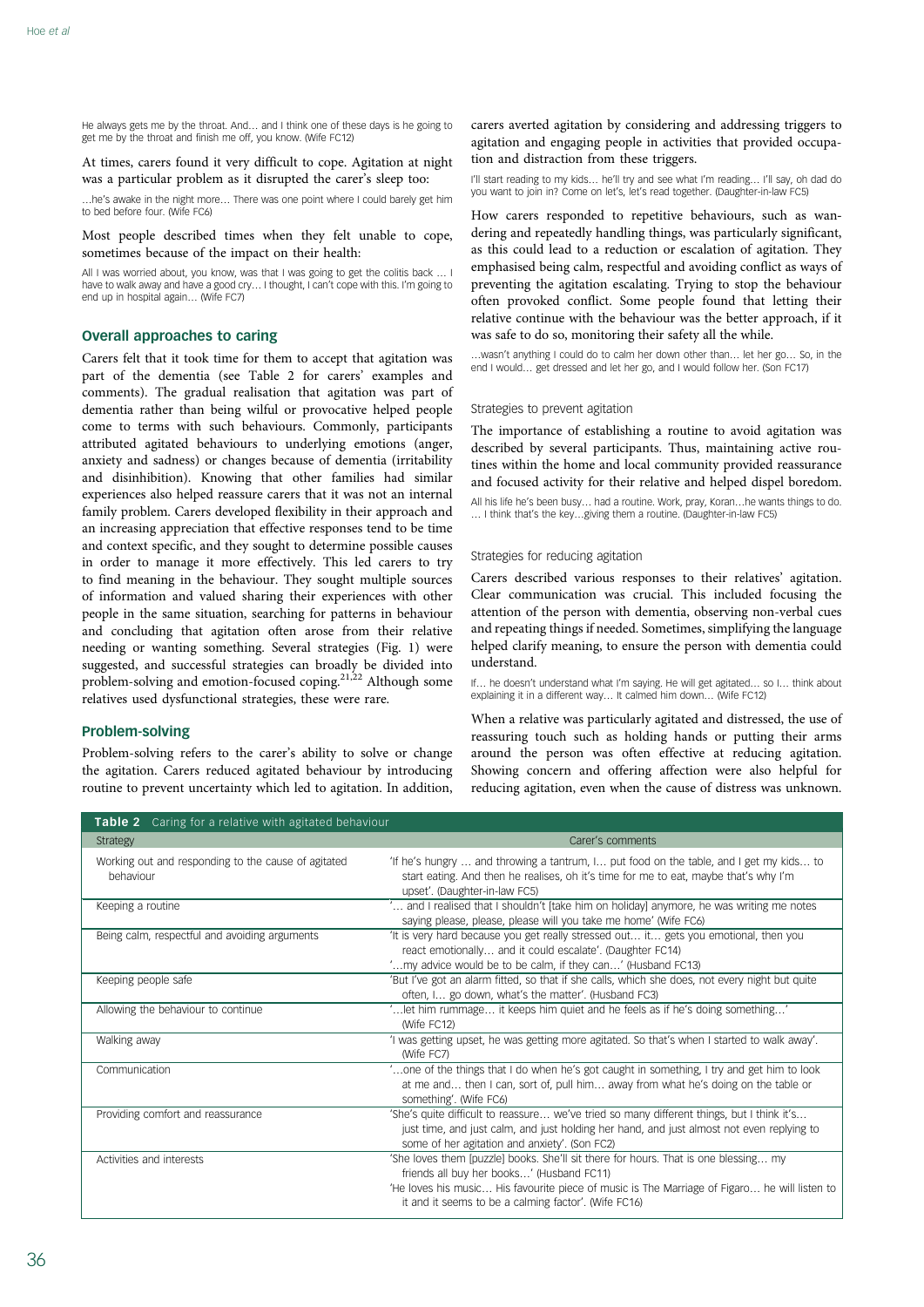He always gets me by the throat. And… and I think one of these days is he going to get me by the throat and finish me off, you know. (Wife FC12)

At times, carers found it very difficult to cope. Agitation at night was a particular problem as it disrupted the carer's sleep too:

…he's awake in the night more… There was one point where I could barely get him to bed before four. (Wife FC6)

Most people described times when they felt unable to cope, sometimes because of the impact on their health:

All I was worried about, you know, was that I was going to get the colitis back … I have to walk away and have a good cry… I thought, I can't cope with this. I'm going to end up in hospital again… (Wife FC7)

## Overall approaches to caring

Carers felt that it took time for them to accept that agitation was part of the dementia (see Table 2 for carers' examples and comments). The gradual realisation that agitation was part of dementia rather than being wilful or provocative helped people come to terms with such behaviours. Commonly, participants attributed agitated behaviours to underlying emotions (anger, anxiety and sadness) or changes because of dementia (irritability and disinhibition). Knowing that other families had similar experiences also helped reassure carers that it was not an internal family problem. Carers developed flexibility in their approach and an increasing appreciation that effective responses tend to be time and context specific, and they sought to determine possible causes in order to manage it more effectively. This led carers to try to find meaning in the behaviour. They sought multiple sources of information and valued sharing their experiences with other people in the same situation, searching for patterns in behaviour and concluding that agitation often arose from their relative needing or wanting something. Several strategies (Fig. 1) were suggested, and successful strategies can broadly be divided into problem-solving and emotion-focused coping.[21,22] Although some relatives used dysfunctional strategies, these were rare.

## Problem-solving

Problem-solving refers to the carer's ability to solve or change the agitation. Carers reduced agitated behaviour by introducing routine to prevent uncertainty which led to agitation. In addition, carers averted agitation by considering and addressing triggers to agitation and engaging people in activities that provided occupation and distraction from these triggers.

I'll start reading to my kids… he'll try and see what I'm reading… I'll say, oh dad do you want to join in? Come on let's, let's read together. (Daughter-in-law FC5)

How carers responded to repetitive behaviours, such as wandering and repeatedly handling things, was particularly significant, as this could lead to a reduction or escalation of agitation. They emphasised being calm, respectful and avoiding conflict as ways of preventing the agitation escalating. Trying to stop the behaviour often provoked conflict. Some people found that letting their relative continue with the behaviour was the better approach, if it was safe to do so, monitoring their safety all the while.

…wasn't anything I could do to calm her down other than… let her go… So, in the end I would… get dressed and let her go, and I would follow her. (Son FC17)

### Strategies to prevent agitation

The importance of establishing a routine to avoid agitation was described by several participants. Thus, maintaining active routines within the home and local community provided reassurance and focused activity for their relative and helped dispel boredom.

All his life he's been busy… had a routine. Work, pray, Koran…he wants things to do. … I think that's the key…giving them a routine. (Daughter-in-law FC5)

### Strategies for reducing agitation

Carers described various responses to their relatives' agitation. Clear communication was crucial. This included focusing the attention of the person with dementia, observing non-verbal cues and repeating things if needed. Sometimes, simplifying the language helped clarify meaning, to ensure the person with dementia could understand.

If… he doesn't understand what I'm saying. He will get agitated… so I… think about explaining it in a different way… It calmed him down… (Wife FC12)

When a relative was particularly agitated and distressed, the use of reassuring touch such as holding hands or putting their arms around the person was often effective at reducing agitation. Showing concern and offering affection were also helpful for reducing agitation, even when the cause of distress was unknown.

**Table 2** Caring for a relative with agitated behaviour

| Strategy | Carer's comments |
|---|---|
| Working out and responding to the cause of agitated behaviour | 'If he's hungry … and throwing a tantrum, I… put food on the table, and I get my kids… to start eating. And then he realises, oh it's time for me to eat, maybe that's why I'm upset'. (Daughter-in-law FC5) |
| Keeping a routine | '… and I realised that I shouldn't [take him on holiday] anymore, he was writing me notes saying please, please, please will you take me home' (Wife FC6) |
| Being calm, respectful and avoiding arguments | 'It is very hard because you get really stressed out… it… gets you emotional, then you react emotionally… and it could escalate'. (Daughter FC14)<br>'…my advice would be to be calm, if they can…' (Husband FC13) |
| Keeping people safe | 'But I've got an alarm fitted, so that if she calls, which she does, not every night but quite often, I… go down, what's the matter'. (Husband FC3) |
| Allowing the behaviour to continue | '…let him rummage… it keeps him quiet and he feels as if he's doing something…' (Wife FC12) |
| Walking away | 'I was getting upset, he was getting more agitated. So that's when I started to walk away'. (Wife FC7) |
| Communication | '…one of the things that I do when he's got caught in something, I try and get him to look at me and… then I can, sort of, pull him… away from what he's doing on the table or something'. (Wife FC6) |
| Providing comfort and reassurance | 'She's quite difficult to reassure… we've tried so many different things, but I think it's… just time, and just calm, and just holding her hand, and just almost not even replying to some of her agitation and anxiety'. (Son FC2) |
| Activities and interests | 'She loves them [puzzle] books. She'll sit there for hours. That is one blessing… my friends all buy her books…' (Husband FC11)<br>'He loves his music… His favourite piece of music is The Marriage of Figaro… he will listen to it and it seems to be a calming factor'. (Wife FC16) |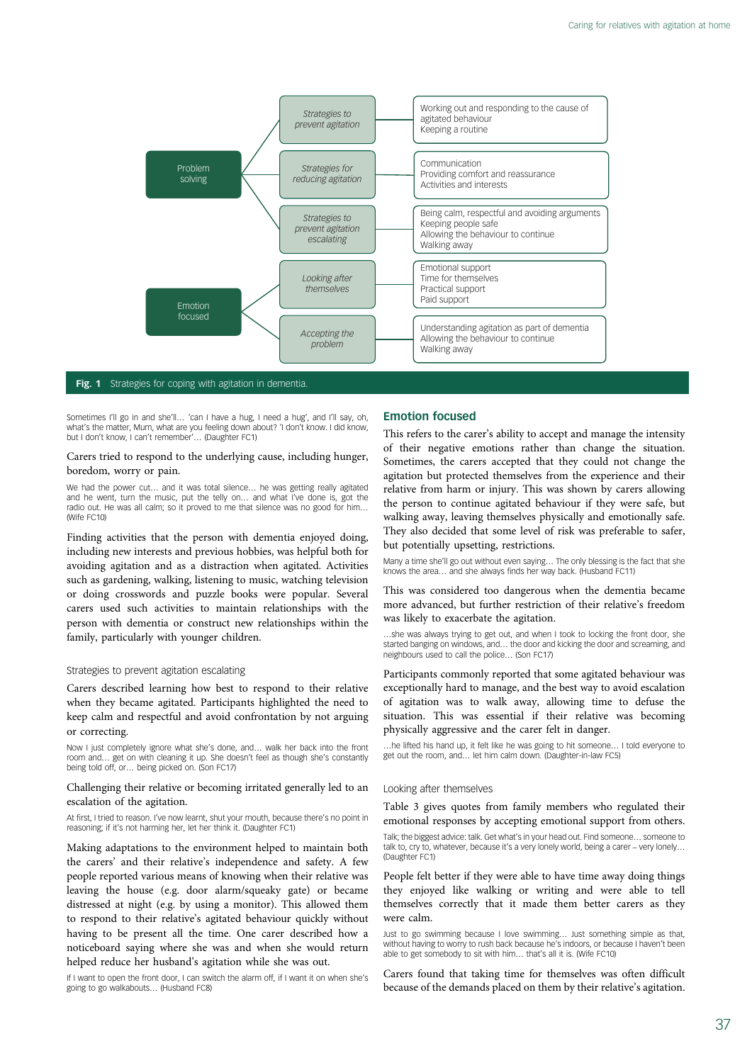| | Strategies | Examples |
|---|---|---|
| Problem solving | *Strategies to prevent agitation* | Working out and responding to the cause of agitated behaviour<br>Keeping a routine |
| | *Strategies for reducing agitation* | Communication<br>Providing comfort and reassurance<br>Activities and interests |
| | *Strategies to prevent agitation escalating* | Being calm, respectful and avoiding arguments<br>Keeping people safe<br>Allowing the behaviour to continue<br>Walking away |
| Emotion focused | *Looking after themselves* | Emotional support<br>Time for themselves<br>Practical support<br>Paid support |
| | *Accepting the problem* | Understanding agitation as part of dementia<br>Allowing the behaviour to continue<br>Walking away |

**Fig. 1** Strategies for coping with agitation in dementia.

Sometimes I'll go in and she'll… 'can I have a hug, I need a hug', and I'll say, oh, what's the matter, Mum, what are you feeling down about? 'I don't know. I did know, but I don't know, I can't remember'… (Daughter FC1)

Carers tried to respond to the underlying cause, including hunger, boredom, worry or pain.

We had the power cut… and it was total silence… he was getting really agitated and he went, turn the music, put the telly on… and what I've done is, got the radio out. He was all calm; so it proved to me that silence was no good for him… (Wife FC10)

Finding activities that the person with dementia enjoyed doing, including new interests and previous hobbies, was helpful both for avoiding agitation and as a distraction when agitated. Activities such as gardening, walking, listening to music, watching television or doing crosswords and puzzle books were popular. Several carers used such activities to maintain relationships with the person with dementia or construct new relationships within the family, particularly with younger children.

### Strategies to prevent agitation escalating

Carers described learning how best to respond to their relative when they became agitated. Participants highlighted the need to keep calm and respectful and avoid confrontation by not arguing or correcting.

Now I just completely ignore what she's done, and… walk her back into the front room and… get on with cleaning it up. She doesn't feel as though she's constantly being told off, or… being picked on. (Son FC17)

Challenging their relative or becoming irritated generally led to an escalation of the agitation.

At first, I tried to reason. I've now learnt, shut your mouth, because there's no point in reasoning; if it's not harming her, let her think it. (Daughter FC1)

Making adaptations to the environment helped to maintain both the carers' and their relative's independence and safety. A few people reported various means of knowing when their relative was leaving the house (e.g. door alarm/squeaky gate) or became distressed at night (e.g. by using a monitor). This allowed them to respond to their relative's agitated behaviour quickly without having to be present all the time. One carer described how a noticeboard saying where she was and when she would return helped reduce her husband's agitation while she was out.

If I want to open the front door, I can switch the alarm off, if I want it on when she's going to go walkabouts… (Husband FC8)

## Emotion focused

This refers to the carer's ability to accept and manage the intensity of their negative emotions rather than change the situation. Sometimes, the carers accepted that they could not change the agitation but protected themselves from the experience and their relative from harm or injury. This was shown by carers allowing the person to continue agitated behaviour if they were safe, but walking away, leaving themselves physically and emotionally safe. They also decided that some level of risk was preferable to safer, but potentially upsetting, restrictions.

Many a time she'll go out without even saying… The only blessing is the fact that she knows the area… and she always finds her way back. (Husband FC11)

This was considered too dangerous when the dementia became more advanced, but further restriction of their relative's freedom was likely to exacerbate the agitation.

…she was always trying to get out, and when I took to locking the front door, she started banging on windows, and… the door and kicking the door and screaming, and neighbours used to call the police… (Son FC17)

Participants commonly reported that some agitated behaviour was exceptionally hard to manage, and the best way to avoid escalation of agitation was to walk away, allowing time to defuse the situation. This was essential if their relative was becoming physically aggressive and the carer felt in danger.

…he lifted his hand up, it felt like he was going to hit someone… I told everyone to get out the room, and… let him calm down. (Daughter-in-law FC5)

### Looking after themselves

Table 3 gives quotes from family members who regulated their emotional responses by accepting emotional support from others.

Talk; the biggest advice: talk. Get what's in your head out. Find someone… someone to talk to, cry to, whatever, because it's a very lonely world, being a carer – very lonely… (Daughter FC1)

People felt better if they were able to have time away doing things they enjoyed like walking or writing and were able to tell themselves correctly that it made them better carers as they were calm.

Just to go swimming because I love swimming… Just something simple as that, without having to worry to rush back because he's indoors, or because I haven't been able to get somebody to sit with him… that's all it is. (Wife FC10)

Carers found that taking time for themselves was often difficult because of the demands placed on them by their relative's agitation.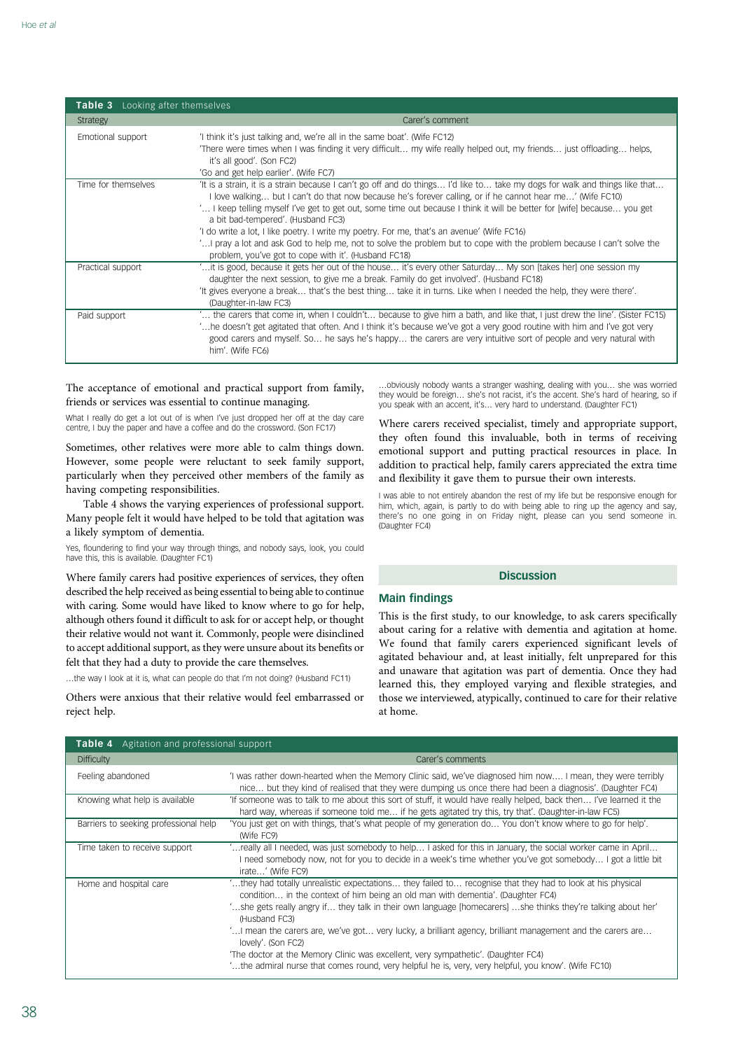**Table 3** Looking after themselves

| Strategy | Carer's comment |
|---|---|
| Emotional support | 'I think it's just talking and, we're all in the same boat'. (Wife FC12)<br>'There were times when I was finding it very difficult… my wife really helped out, my friends… just offloading… helps, it's all good'. (Son FC2)<br>'Go and get help earlier'. (Wife FC7) |
| Time for themselves | 'It is a strain, it is a strain because I can't go off and do things… I'd like to… take my dogs for walk and things like that… I love walking… but I can't do that now because he's forever calling, or if he cannot hear me…' (Wife FC10)<br>'… I keep telling myself I've get to get out, some time out because I think it will be better for [wife] because… you get a bit bad-tempered'. (Husband FC3)<br>'I do write a lot, I like poetry. I write my poetry. For me, that's an avenue' (Wife FC16)<br>'…I pray a lot and ask God to help me, not to solve the problem but to cope with the problem because I can't solve the problem, you've got to cope with it'. (Husband FC18) |
| Practical support | '…it is good, because it gets her out of the house… it's every other Saturday… My son [takes her] one session my daughter the next session, to give me a break. Family do get involved'. (Husband FC18)<br>'It gives everyone a break… that's the best thing… take it in turns. Like when I needed the help, they were there'. (Daughter-in-law FC3) |
| Paid support | '… the carers that come in, when I couldn't… because to give him a bath, and like that, I just drew the line'. (Sister FC15)<br>'…he doesn't get agitated that often. And I think it's because we've got a very good routine with him and I've got very good carers and myself. So… he says he's happy… the carers are very intuitive sort of people and very natural with him'. (Wife FC6) |

The acceptance of emotional and practical support from family, friends or services was essential to continue managing.

What I really do get a lot out of is when I've just dropped her off at the day care centre, I buy the paper and have a coffee and do the crossword. (Son FC17)

Sometimes, other relatives were more able to calm things down. However, some people were reluctant to seek family support, particularly when they perceived other members of the family as having competing responsibilities.

Table 4 shows the varying experiences of professional support. Many people felt it would have helped to be told that agitation was a likely symptom of dementia.

Yes, floundering to find your way through things, and nobody says, look, you could have this, this is available. (Daughter FC1)

Where family carers had positive experiences of services, they often described the help received as being essential to being able to continue with caring. Some would have liked to know where to go for help, although others found it difficult to ask for or accept help, or thought their relative would not want it. Commonly, people were disinclined to accept additional support, as they were unsure about its benefits or felt that they had a duty to provide the care themselves.

…the way I look at it is, what can people do that I'm not doing? (Husband FC11)

Others were anxious that their relative would feel embarrassed or reject help.

…obviously nobody wants a stranger washing, dealing with you… she was worried they would be foreign… she's not racist, it's the accent. She's hard of hearing, so if you speak with an accent, it's… very hard to understand. (Daughter FC1)

Where carers received specialist, timely and appropriate support, they often found this invaluable, both in terms of receiving emotional support and putting practical resources in place. In addition to practical help, family carers appreciated the extra time and flexibility it gave them to pursue their own interests.

I was able to not entirely abandon the rest of my life but be responsive enough for him, which, again, is partly to do with being able to ring up the agency and say, there's no one going in on Friday night, please can you send someone in. (Daughter FC4)

## Discussion

### Main findings

This is the first study, to our knowledge, to ask carers specifically about caring for a relative with dementia and agitation at home. We found that family carers experienced significant levels of agitated behaviour and, at least initially, felt unprepared for this and unaware that agitation was part of dementia. Once they had learned this, they employed varying and flexible strategies, and those we interviewed, atypically, continued to care for their relative at home.

**Table 4** Agitation and professional support

| Difficulty | Carer's comments |
|---|---|
| Feeling abandoned | 'I was rather down-hearted when the Memory Clinic said, we've diagnosed him now…. I mean, they were terribly nice… but they kind of realised that they were dumping us once there had been a diagnosis'. (Daughter FC4) |
| Knowing what help is available | 'If someone was to talk to me about this sort of stuff, it would have really helped, back then… I've learned it the hard way, whereas if someone told me… if he gets agitated try this, try that'. (Daughter-in-law FC5) |
| Barriers to seeking professional help | 'You just get on with things, that's what people of my generation do… You don't know where to go for help'. (Wife FC9) |
| Time taken to receive support | '…really all I needed, was just somebody to help… I asked for this in January, the social worker came in April… I need somebody now, not for you to decide in a week's time whether you've got somebody… I got a little bit irate…' (Wife FC9) |
| Home and hospital care | '…they had totally unrealistic expectations… they failed to… recognise that they had to look at his physical condition… in the context of him being an old man with dementia'. (Daughter FC4)<br>'…she gets really angry if… they talk in their own language [homecarers] …she thinks they're talking about her' (Husband FC3)<br>'…I mean the carers are, we've got… very lucky, a brilliant agency, brilliant management and the carers are… lovely'. (Son FC2)<br>'The doctor at the Memory Clinic was excellent, very sympathetic'. (Daughter FC4)<br>'…the admiral nurse that comes round, very helpful he is, very, very helpful, you know'. (Wife FC10) |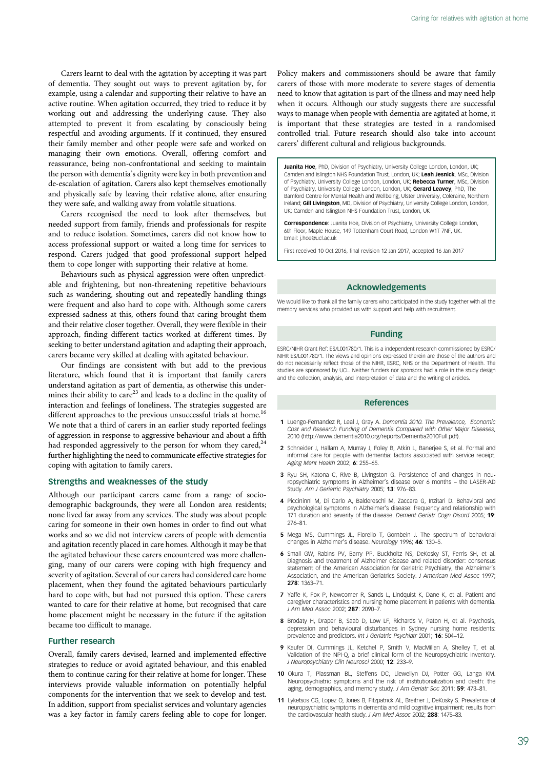Carers learnt to deal with the agitation by accepting it was part of dementia. They sought out ways to prevent agitation by, for example, using a calendar and supporting their relative to have an active routine. When agitation occurred, they tried to reduce it by working out and addressing the underlying cause. They also attempted to prevent it from escalating by consciously being respectful and avoiding arguments. If it continued, they ensured their family member and other people were safe and worked on managing their own emotions. Overall, offering comfort and reassurance, being non-confrontational and seeking to maintain the person with dementia's dignity were key in both prevention and de-escalation of agitation. Carers also kept themselves emotionally and physically safe by leaving their relative alone, after ensuring they were safe, and walking away from volatile situations.

Carers recognised the need to look after themselves, but needed support from family, friends and professionals for respite and to reduce isolation. Sometimes, carers did not know how to access professional support or waited a long time for services to respond. Carers judged that good professional support helped them to cope longer with supporting their relative at home.

Behaviours such as physical aggression were often unpredictable and frightening, but non-threatening repetitive behaviours such as wandering, shouting out and repeatedly handling things were frequent and also hard to cope with. Although some carers expressed sadness at this, others found that caring brought them and their relative closer together. Overall, they were flexible in their approach, finding different tactics worked at different times. By seeking to better understand agitation and adapting their approach, carers became very skilled at dealing with agitated behaviour.

Our findings are consistent with but add to the previous literature, which found that it is important that family carers understand agitation as part of dementia, as otherwise this undermines their ability to care[23] and leads to a decline in the quality of interaction and feelings of loneliness. The strategies suggested are different approaches to the previous unsuccessful trials at home.[16] We note that a third of carers in an earlier study reported feelings of aggression in response to aggressive behaviour and about a fifth had responded aggressively to the person for whom they cared,[24] further highlighting the need to communicate effective strategies for coping with agitation to family carers.

### Strengths and weaknesses of the study

Although our participant carers came from a range of sociodemographic backgrounds, they were all London area residents; none lived far away from any services. The study was about people caring for someone in their own homes in order to find out what works and so we did not interview carers of people with dementia and agitation recently placed in care homes. Although it may be that the agitated behaviour these carers encountered was more challenging, many of our carers were coping with high frequency and severity of agitation. Several of our carers had considered care home placement, when they found the agitated behaviours particularly hard to cope with, but had not pursued this option. These carers wanted to care for their relative at home, but recognised that care home placement might be necessary in the future if the agitation became too difficult to manage.

### Further research

Overall, family carers devised, learned and implemented effective strategies to reduce or avoid agitated behaviour, and this enabled them to continue caring for their relative at home for longer. These interviews provide valuable information on potentially helpful components for the intervention that we seek to develop and test. In addition, support from specialist services and voluntary agencies was a key factor in family carers feeling able to cope for longer. Policy makers and commissioners should be aware that family carers of those with more moderate to severe stages of dementia need to know that agitation is part of the illness and may need help when it occurs. Although our study suggests there are successful ways to manage when people with dementia are agitated at home, it is important that these strategies are tested in a randomised controlled trial. Future research should also take into account carers' different cultural and religious backgrounds.

**Juanita Hoe**, PhD, Division of Psychiatry, University College London, London, UK; Camden and Islington NHS Foundation Trust, London, UK; **Leah Jesnick**, MSc, Division of Psychiatry, University College London, London, UK; **Rebecca Turner**, MSc, Division of Psychiatry, University College London, London, UK; **Gerard Leavey**, PhD, The Bamford Centre for Mental Health and Wellbeing, Ulster University, Coleraine, Northern Ireland; **Gill Livingston**, MD, Division of Psychiatry, University College London, London, UK; Camden and Islington NHS Foundation Trust, London, UK

**Correspondence**: Juanita Hoe, Division of Psychiatry, University College London, 6th Floor, Maple House, 149 Tottenham Court Road, London W1T 7NF, UK. Email: j.hoe@ucl.ac.uk

First received 10 Oct 2016, final revision 12 Jan 2017, accepted 16 Jan 2017

## Acknowledgements

We would like to thank all the family carers who participated in the study together with all the memory services who provided us with support and help with recruitment.

## Funding

ESRC/NIHR Grant Ref: ES/L001780/1. This is a independent research commissioned by ESRC/NIHR ES/L001780/1. The views and opinions expressed therein are those of the authors and do not necessarily reflect those of the NIHR, ESRC, NHS or the Department of Health. The studies are sponsored by UCL. Neither funders nor sponsors had a role in the study design and the collection, analysis, and interpretation of data and the writing of articles.

## References

1. Luengo-Fernandez R, Leal J, Gray A. *Dementia 2010. The Prevalence, Economic Cost and Research Funding of Dementia Compared with Other Major Diseases*, 2010 (http://www.dementia2010.org/reports/Dementia2010Full.pdf).
2. Schneider J, Hallam A, Murray J, Foley B, Atkin L, Banerjee S, et al. Formal and informal care for people with dementia: factors associated with service receipt. *Aging Ment Health* 2002; **6**: 255–65.
3. Ryu SH, Katona C, Rive B, Livingston G. Persistence of and changes in neuropsychiatric symptoms in Alzheimer's disease over 6 months – the LASER-AD Study. *Am J Geriatric Psychiatry* 2005; **13**: 976–83.
4. Piccininni M, Di Carlo A, Baldereschi M, Zaccara G, Inzitari D. Behavioral and psychological symptoms in Alzheimer's disease: frequency and relationship with duration and severity of the disease. *Dement Geriatr Cogn Disord* 2005; **19**: 276–81.
5. Mega MS, Cummings JL, Fiorello T, Gornbein J. The spectrum of behavioral changes in Alzheimer's disease. *Neurology* 1996; **46**: 130–5.
6. Small GW, Rabins PV, Barry PP, Buckholtz NS, DeKosky ST, Ferris SH, et al. Diagnosis and treatment of Alzheimer disease and related disorder: consensus statement of the American Association for Geriatric Psychiatry, the Alzheimer's Association, and the American Geriatrics Society. *J American Med Assoc* 1997; **278**: 1363–71.
7. Yaffe K, Fox P, Newcomer R, Sands L, Lindquist K, Dane K, et al. Patient and caregiver characteristics and nursing home placement in patients with dementia. *J Am Med Assoc* 2002; **287**: 2090–7.
8. Brodaty H, Draper B, Saab D, Low LF, Richards V, Paton H, et al. Psychosis, depression and behavioural disturbances in Sydney nursing home residents: prevalence and predictors. *Int J Geriatric Psychiatr* 2001; **16**: 504–12.
9. Kaufer DI, Cummings JL, Ketchel P, Smith V, MacMillan A, Shelley T, et al. Validation of the NPI-Q, a brief clinical form of the Neuropsychiatric Inventory. *J Neuropsychiatry Clin Neurosci* 2000; **12**: 233–9.
10. Okura T, Plassman BL, Steffens DC, Llewellyn DJ, Potter GG, Langa KM. Neuropsychiatric symptoms and the risk of institutionalization and death: the aging, demographics, and memory study. *J Am Geriatr Soc* 2011; **59**: 473–81.
11. Lyketsos CG, Lopez O, Jones B, Fitzpatrick AL, Breitner J, DeKosky S. Prevalence of neuropsychiatric symptoms in dementia and mild cognitive impairment: results from the cardiovascular health study. *J Am Med Assoc* 2002; **288**: 1475–83.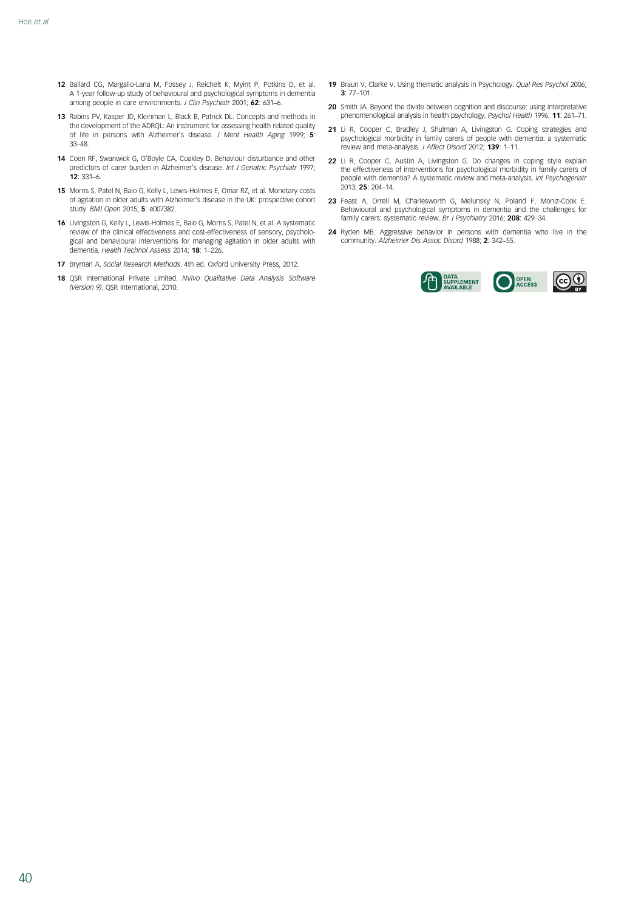12 Ballard CG, Margallo-Lana M, Fossey J, Reichelt K, Myint P, Potkins D, et al. A 1-year follow-up study of behavioural and psychological symptoms in dementia among people in care environments. *J Clin Psychiatr* 2001; **62**: 631–6.

13 Rabins PV, Kasper JD, Kleinman L, Black B, Patrick DL. Concepts and methods in the development of the ADRQL: An instrument for assessing health related quality of life in persons with Alzheimer's disease. *J Ment Health Aging* 1999; **5**: 33–48.

14 Coen RF, Swanwick G, O'Boyle CA, Coakley D. Behaviour disturbance and other predictors of carer burden in Alzheimer's disease. *Int J Geriatric Psychiatr* 1997; **12**: 331–6.

15 Morris S, Patel N, Baio G, Kelly L, Lewis-Holmes E, Omar RZ, et al. Monetary costs of agitation in older adults with Alzheimer's disease in the UK: prospective cohort study. *BMJ Open* 2015; **5**: e007382.

16 Livingston G, Kelly L, Lewis-Holmes E, Baio G, Morris S, Patel N, et al. A systematic review of the clinical effectiveness and cost-effectiveness of sensory, psychological and behavioural interventions for managing agitation in older adults with dementia. *Health Technol Assess* 2014; **18**: 1–226.

17 Bryman A. *Social Research Methods*. 4th ed. Oxford University Press, 2012.

18 QSR International Private Limited. *NVivo Qualitative Data Analysis Software (Version 9)*. QSR International, 2010.

19 Braun V, Clarke V. Using thematic analysis in Psychology. *Qual Res Psychol* 2006; **3**: 77–101.

20 Smith JA. Beyond the divide between cognition and discourse: using interpretative phenomenological analysis in health psychology. *Psychol Health* 1996; **11**: 261–71.

21 Li R, Cooper C, Bradley J, Shulman A, Livingston G. Coping strategies and psychological morbidity in family carers of people with dementia: a systematic review and meta-analysis. *J Affect Disord* 2012; **139**: 1–11.

22 Li R, Cooper C, Austin A, Livingston G. Do changes in coping style explain the effectiveness of interventions for psychological morbidity in family carers of people with dementia? A systematic review and meta-analysis. *Int Psychogeriatr* 2013; **25**: 204–14.

23 Feast A, Orrell M, Charlesworth G, Melunsky N, Poland F, Moniz-Cook E. Behavioural and psychological symptoms in dementia and the challenges for family carers: systematic review. *Br J Psychiatry* 2016; **208**: 429–34.

24 Ryden MB. Aggressive behavior in persons with dementia who live in the community. *Alzheimer Dis Assoc Disord* 1988; **2**: 342–55.

DATA SUPPLEMENT AVAILABLE

OPEN ACCESS